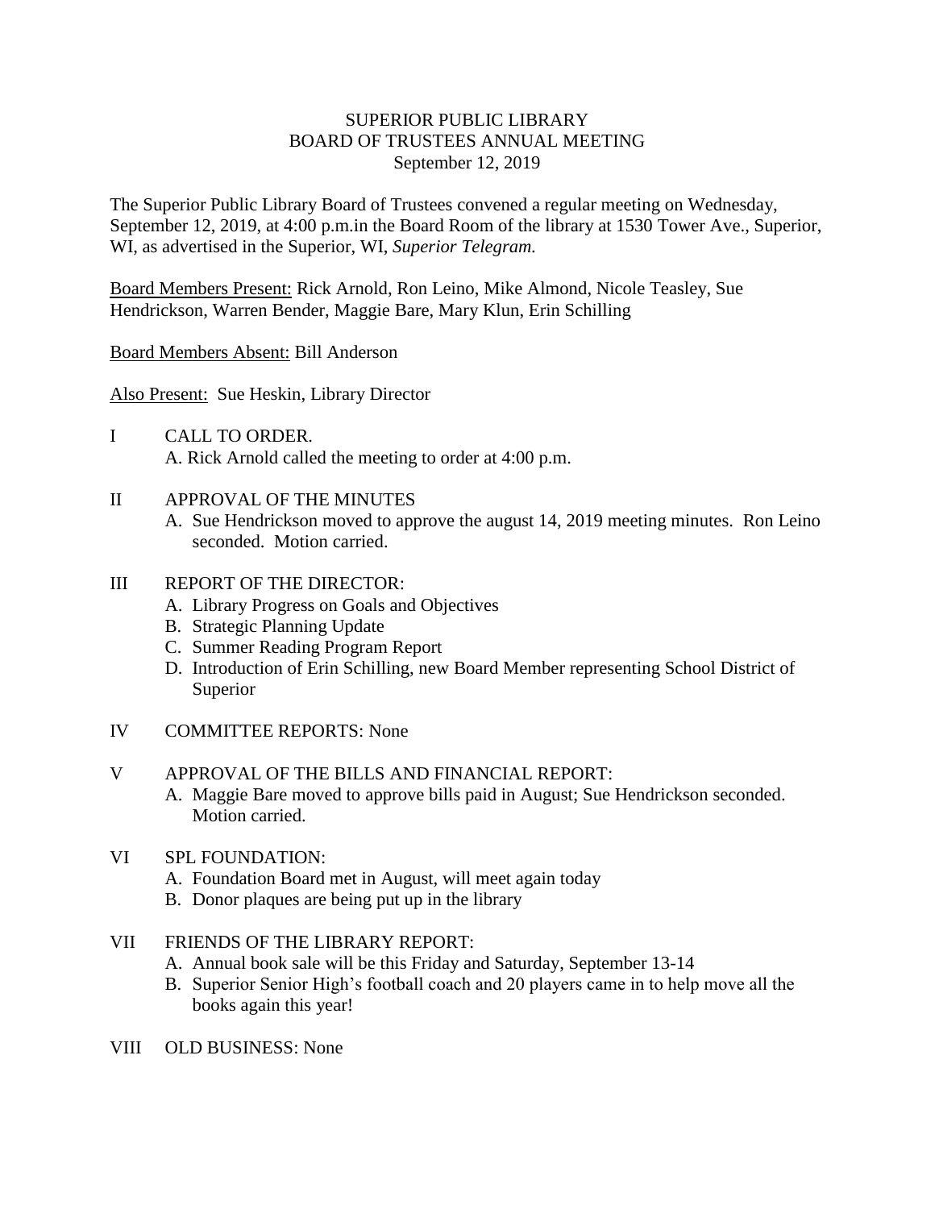# SUPERIOR PUBLIC LIBRARY
## BOARD OF TRUSTEES ANNUAL MEETING
### September 12, 2019

The Superior Public Library Board of Trustees convened a regular meeting on Wednesday, September 12, 2019, at 4:00 p.m.in the Board Room of the library at 1530 Tower Ave., Superior, WI, as advertised in the Superior, WI, *Superior Telegram.*

Board Members Present: Rick Arnold, Ron Leino, Mike Almond, Nicole Teasley, Sue Hendrickson, Warren Bender, Maggie Bare, Mary Klun, Erin Schilling

Board Members Absent: Bill Anderson

Also Present: Sue Heskin, Library Director

I CALL TO ORDER.
   A. Rick Arnold called the meeting to order at 4:00 p.m.

II APPROVAL OF THE MINUTES
   A. Sue Hendrickson moved to approve the august 14, 2019 meeting minutes. Ron Leino seconded. Motion carried.

III REPORT OF THE DIRECTOR:
   A. Library Progress on Goals and Objectives
   B. Strategic Planning Update
   C. Summer Reading Program Report
   D. Introduction of Erin Schilling, new Board Member representing School District of Superior

IV COMMITTEE REPORTS: None

V APPROVAL OF THE BILLS AND FINANCIAL REPORT:
   A. Maggie Bare moved to approve bills paid in August; Sue Hendrickson seconded. Motion carried.

VI SPL FOUNDATION:
   A. Foundation Board met in August, will meet again today
   B. Donor plaques are being put up in the library

VII FRIENDS OF THE LIBRARY REPORT:
   A. Annual book sale will be this Friday and Saturday, September 13-14
   B. Superior Senior High's football coach and 20 players came in to help move all the books again this year!

VIII OLD BUSINESS: None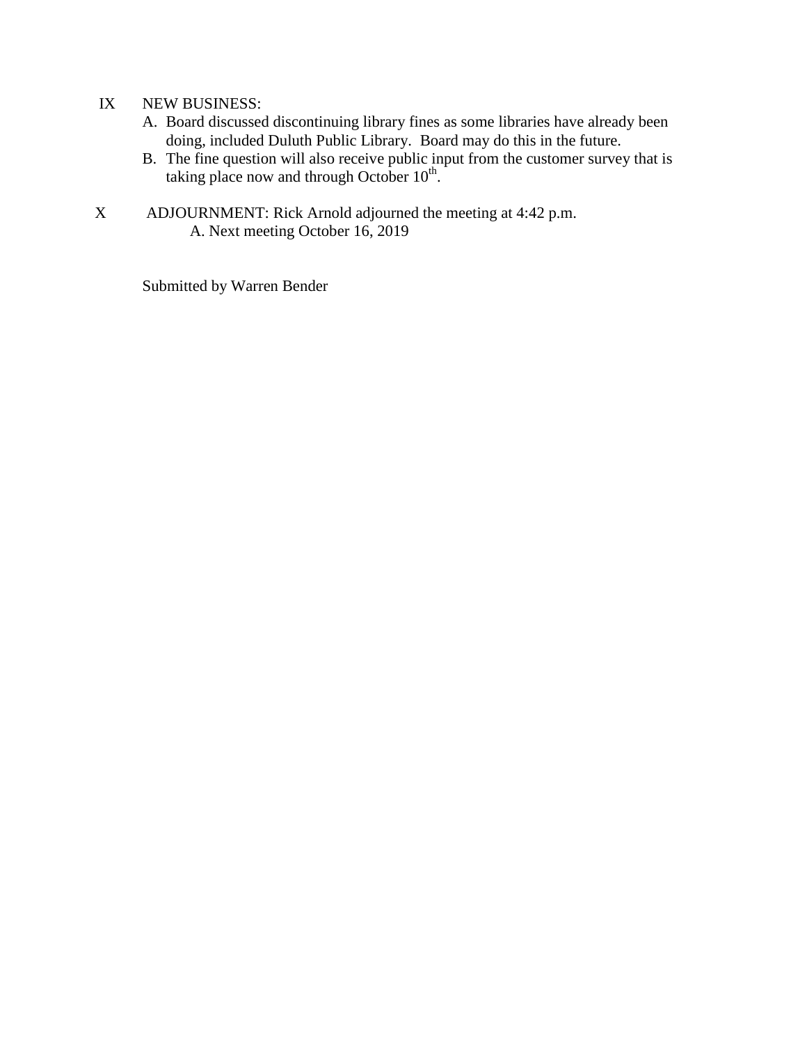IX NEW BUSINESS:

A. Board discussed discontinuing library fines as some libraries have already been doing, included Duluth Public Library. Board may do this in the future.

B. The fine question will also receive public input from the customer survey that is taking place now and through October 10th.

X ADJOURNMENT: Rick Arnold adjourned the meeting at 4:42 p.m.

A. Next meeting October 16, 2019

Submitted by Warren Bender